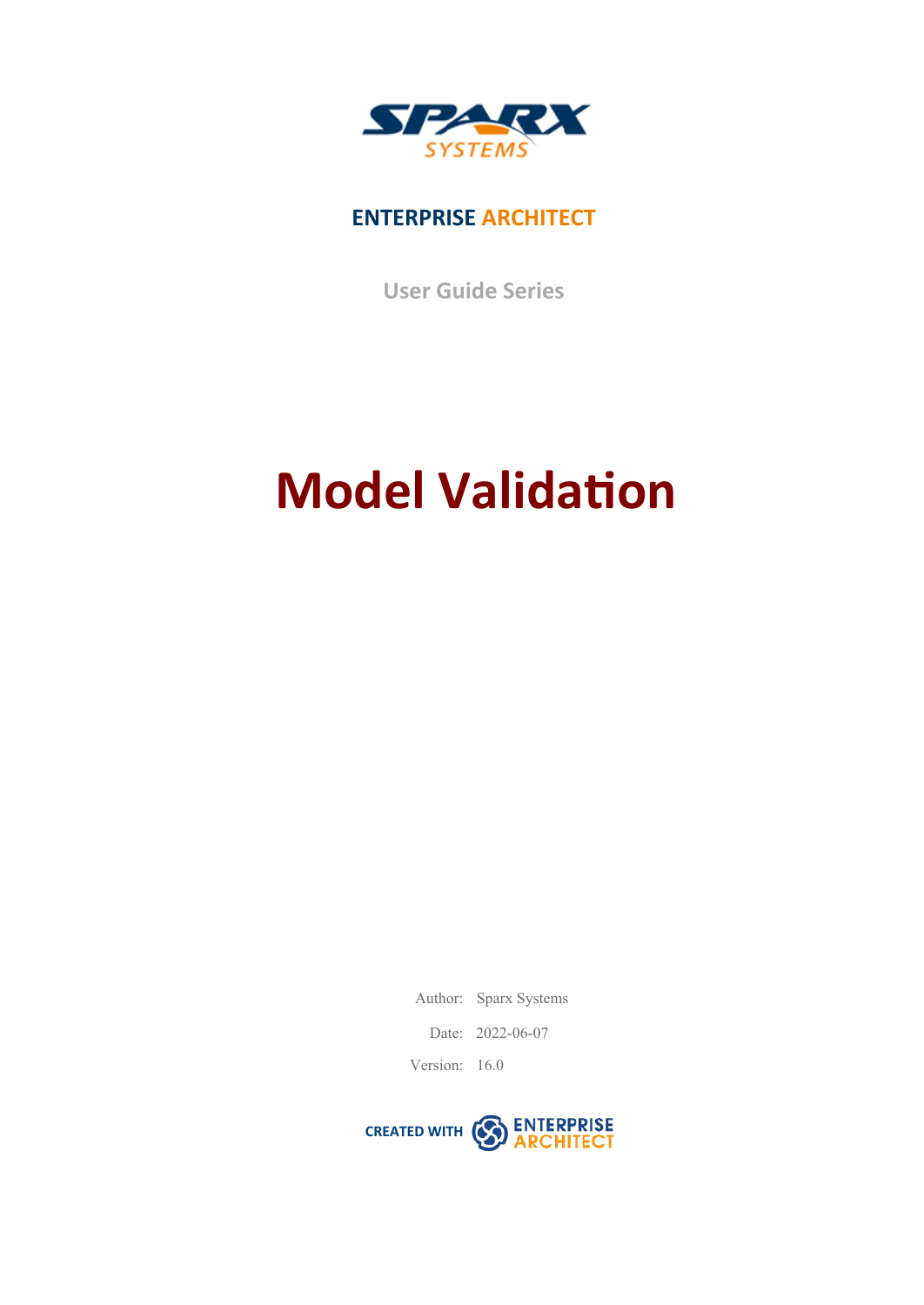SPARX SYSTEMS

**ENTERPRISE ARCHITECT**

User Guide Series

# Model Validation

Author: Sparx Systems

Date: 2022-06-07

Version: 16.0

CREATED WITH ENTERPRISE ARCHITECT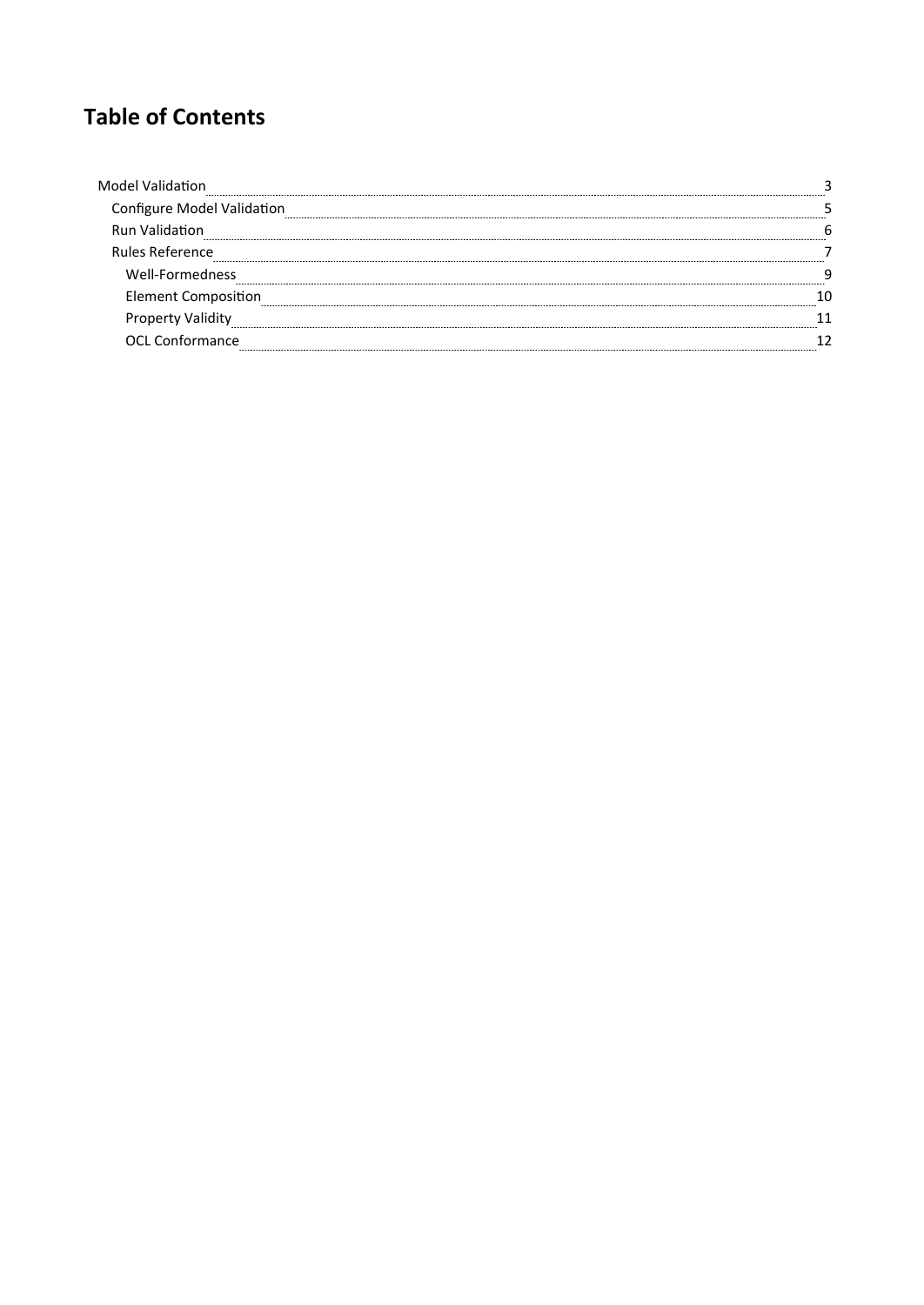# Table of Contents

- Model Validation ..... 3
  - Configure Model Validation ..... 5
  - Run Validation ..... 6
  - Rules Reference ..... 7
    - Well-Formedness ..... 9
    - Element Composition ..... 10
    - Property Validity ..... 11
    - OCL Conformance ..... 12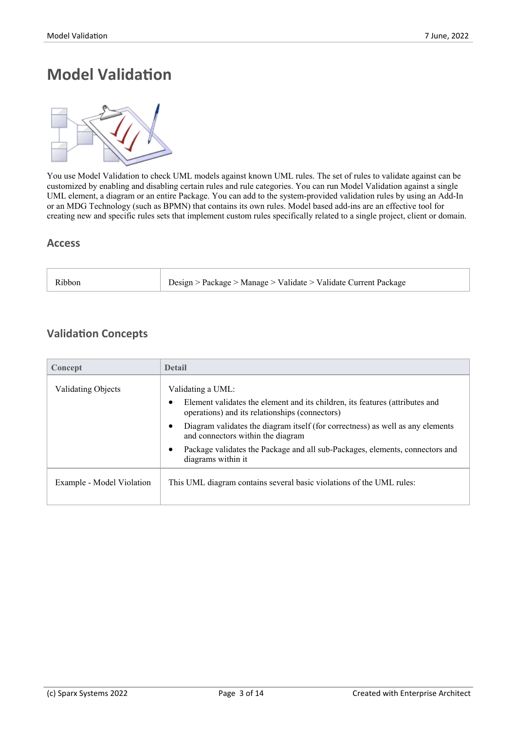# Model Validation

You use Model Validation to check UML models against known UML rules. The set of rules to validate against can be customized by enabling and disabling certain rules and rule categories. You can run Model Validation against a single UML element, a diagram or an entire Package. You can add to the system-provided validation rules by using an Add-In or an MDG Technology (such as BPMN) that contains its own rules. Model based add-ins are an effective tool for creating new and specific rules sets that implement custom rules specifically related to a single project, client or domain.

## Access

| | |
|---|---|
| Ribbon | Design > Package > Manage > Validate > Validate Current Package |

## Validation Concepts

| Concept | Detail |
|---|---|
| Validating Objects | Validating a UML:<br>• Element validates the element and its children, its features (attributes and operations) and its relationships (connectors)<br>• Diagram validates the diagram itself (for correctness) as well as any elements and connectors within the diagram<br>• Package validates the Package and all sub-Packages, elements, connectors and diagrams within it |
| Example - Model Violation | This UML diagram contains several basic violations of the UML rules: |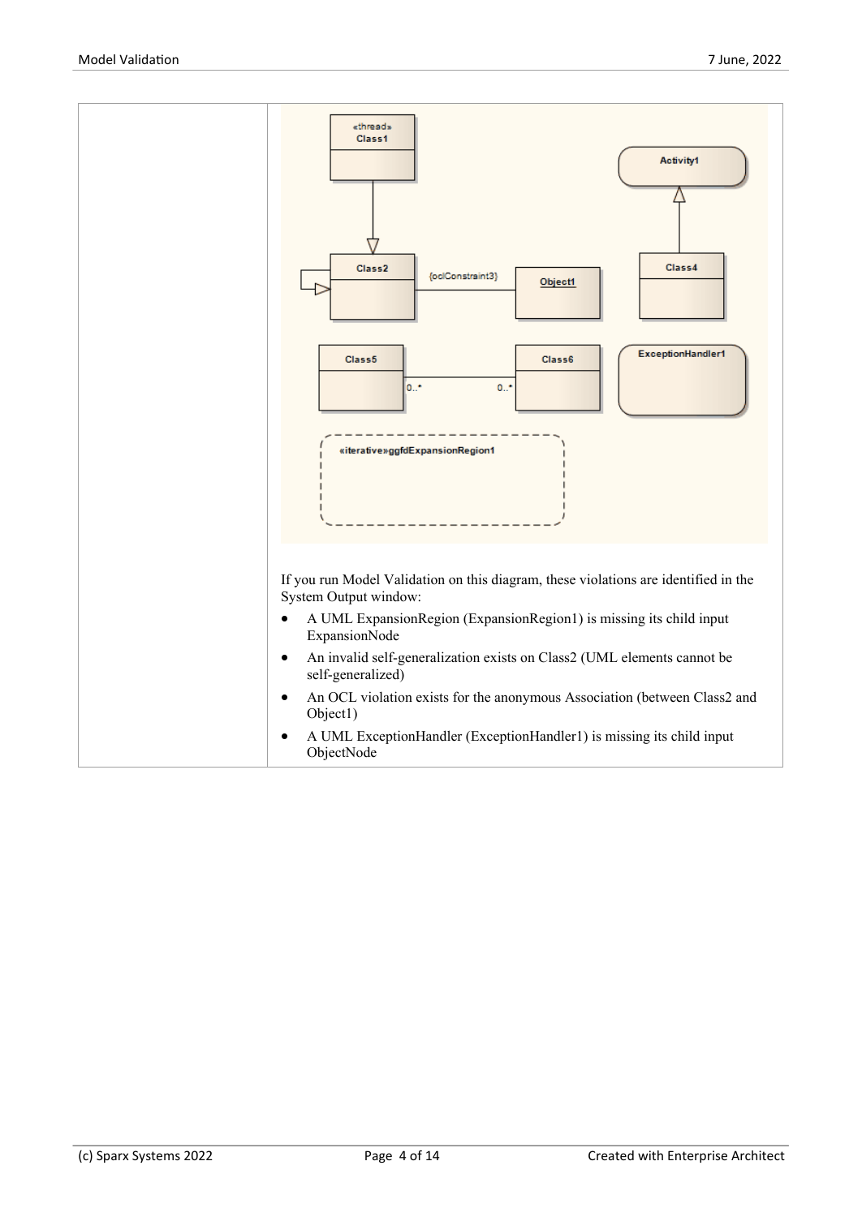If you run Model Validation on this diagram, these violations are identified in the System Output window:

- A UML ExpansionRegion (ExpansionRegion1) is missing its child input ExpansionNode
- An invalid self-generalization exists on Class2 (UML elements cannot be self-generalized)
- An OCL violation exists for the anonymous Association (between Class2 and Object1)
- A UML ExceptionHandler (ExceptionHandler1) is missing its child input ObjectNode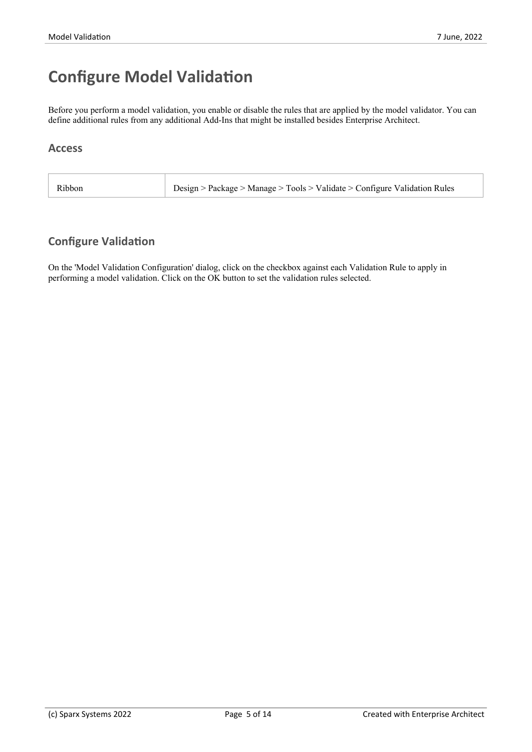# Configure Model Validation

Before you perform a model validation, you enable or disable the rules that are applied by the model validator. You can define additional rules from any additional Add-Ins that might be installed besides Enterprise Architect.

## Access

| | |
|---|---|
| Ribbon | Design > Package > Manage > Tools > Validate > Configure Validation Rules |

## Configure Validation

On the 'Model Validation Configuration' dialog, click on the checkbox against each Validation Rule to apply in performing a model validation. Click on the OK button to set the validation rules selected.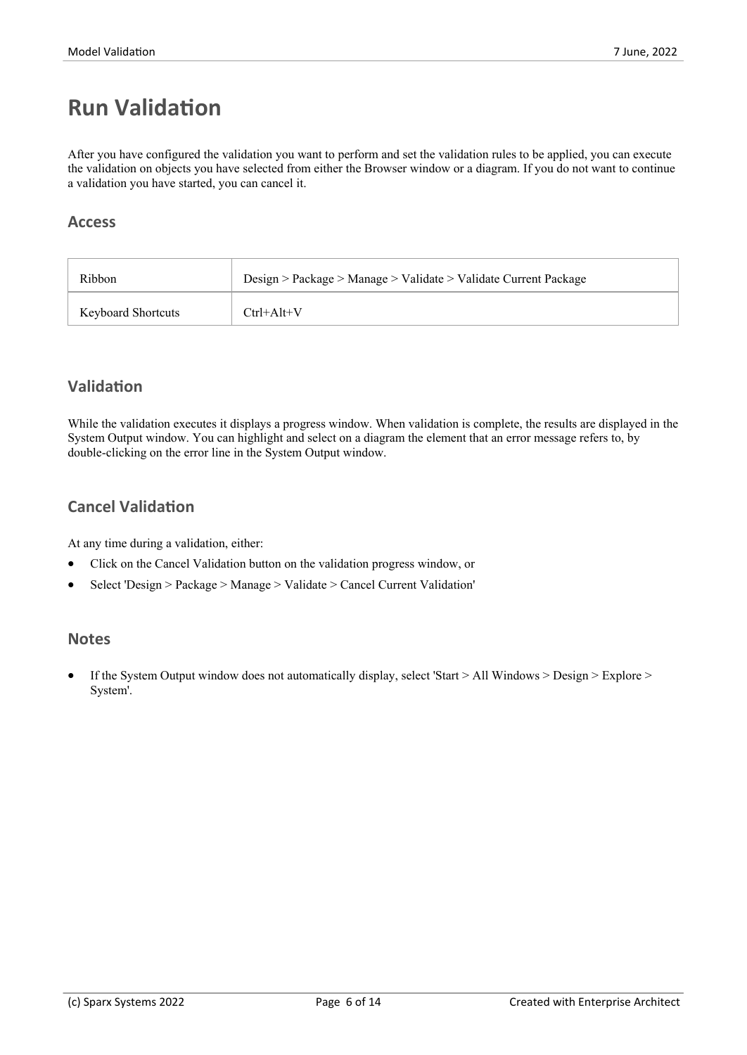# Run Validation

After you have configured the validation you want to perform and set the validation rules to be applied, you can execute the validation on objects you have selected from either the Browser window or a diagram. If you do not want to continue a validation you have started, you can cancel it.

## Access

| | |
|---|---|
| Ribbon | Design > Package > Manage > Validate > Validate Current Package |
| Keyboard Shortcuts | Ctrl+Alt+V |

## Validation

While the validation executes it displays a progress window. When validation is complete, the results are displayed in the System Output window. You can highlight and select on a diagram the element that an error message refers to, by double-clicking on the error line in the System Output window.

## Cancel Validation

At any time during a validation, either:

- Click on the Cancel Validation button on the validation progress window, or
- Select 'Design > Package > Manage > Validate > Cancel Current Validation'

## Notes

- If the System Output window does not automatically display, select 'Start > All Windows > Design > Explore > System'.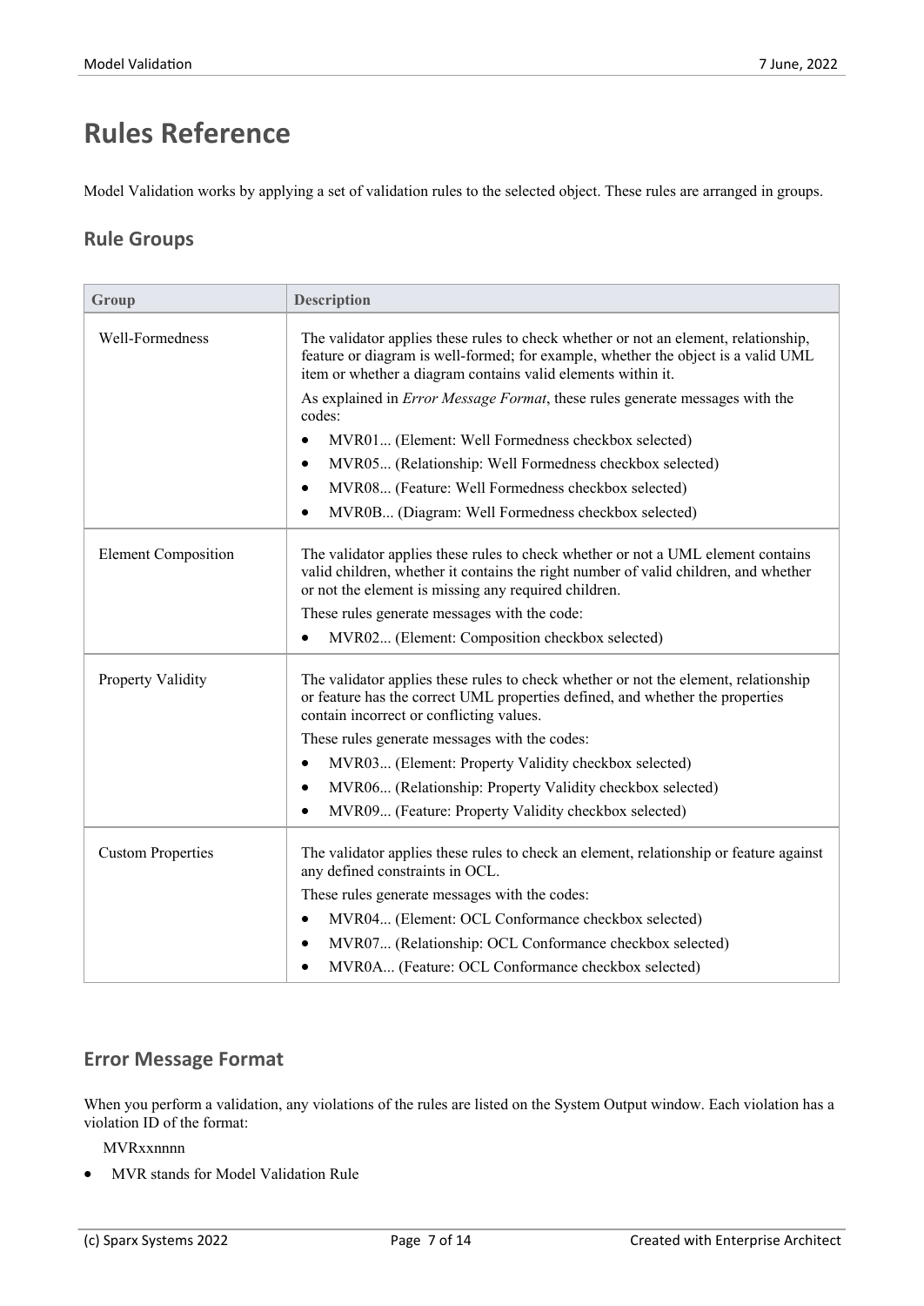# Rules Reference

Model Validation works by applying a set of validation rules to the selected object. These rules are arranged in groups.

## Rule Groups

| Group | Description |
|---|---|
| Well-Formedness | The validator applies these rules to check whether or not an element, relationship, feature or diagram is well-formed; for example, whether the object is a valid UML item or whether a diagram contains valid elements within it.<br><br>As explained in *Error Message Format*, these rules generate messages with the codes:<br><br>• MVR01... (Element: Well Formedness checkbox selected)<br>• MVR05... (Relationship: Well Formedness checkbox selected)<br>• MVR08... (Feature: Well Formedness checkbox selected)<br>• MVR0B... (Diagram: Well Formedness checkbox selected) |
| Element Composition | The validator applies these rules to check whether or not a UML element contains valid children, whether it contains the right number of valid children, and whether or not the element is missing any required children.<br><br>These rules generate messages with the code:<br><br>• MVR02... (Element: Composition checkbox selected) |
| Property Validity | The validator applies these rules to check whether or not the element, relationship or feature has the correct UML properties defined, and whether the properties contain incorrect or conflicting values.<br><br>These rules generate messages with the codes:<br><br>• MVR03... (Element: Property Validity checkbox selected)<br>• MVR06... (Relationship: Property Validity checkbox selected)<br>• MVR09... (Feature: Property Validity checkbox selected) |
| Custom Properties | The validator applies these rules to check an element, relationship or feature against any defined constraints in OCL.<br><br>These rules generate messages with the codes:<br><br>• MVR04... (Element: OCL Conformance checkbox selected)<br>• MVR07... (Relationship: OCL Conformance checkbox selected)<br>• MVR0A... (Feature: OCL Conformance checkbox selected) |

## Error Message Format

When you perform a validation, any violations of the rules are listed on the System Output window. Each violation has a violation ID of the format:

MVRxxnnnn

- MVR stands for Model Validation Rule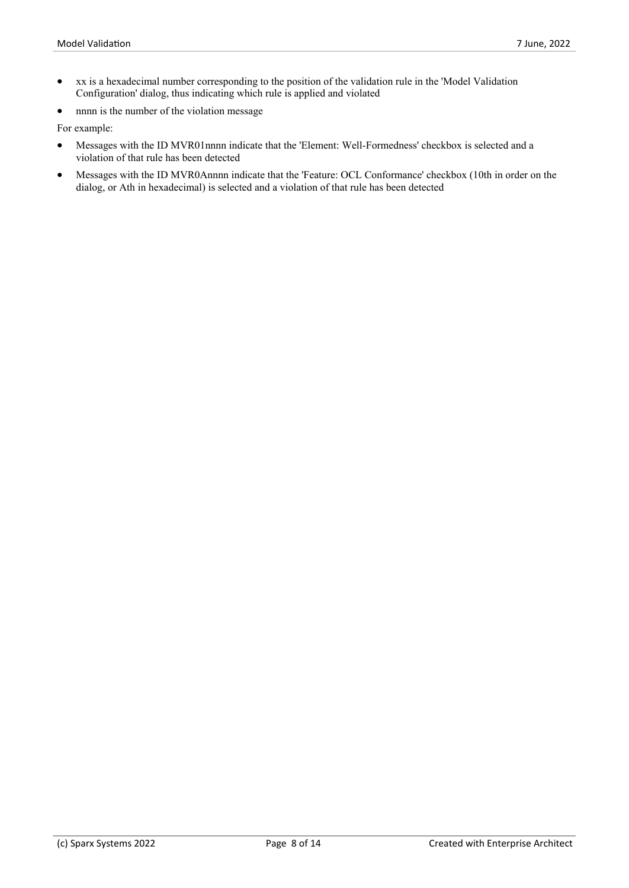- xx is a hexadecimal number corresponding to the position of the validation rule in the 'Model Validation Configuration' dialog, thus indicating which rule is applied and violated
- nnnn is the number of the violation message

For example:

- Messages with the ID MVR01nnnn indicate that the 'Element: Well-Formedness' checkbox is selected and a violation of that rule has been detected
- Messages with the ID MVR0Annnn indicate that the 'Feature: OCL Conformance' checkbox (10th in order on the dialog, or Ath in hexadecimal) is selected and a violation of that rule has been detected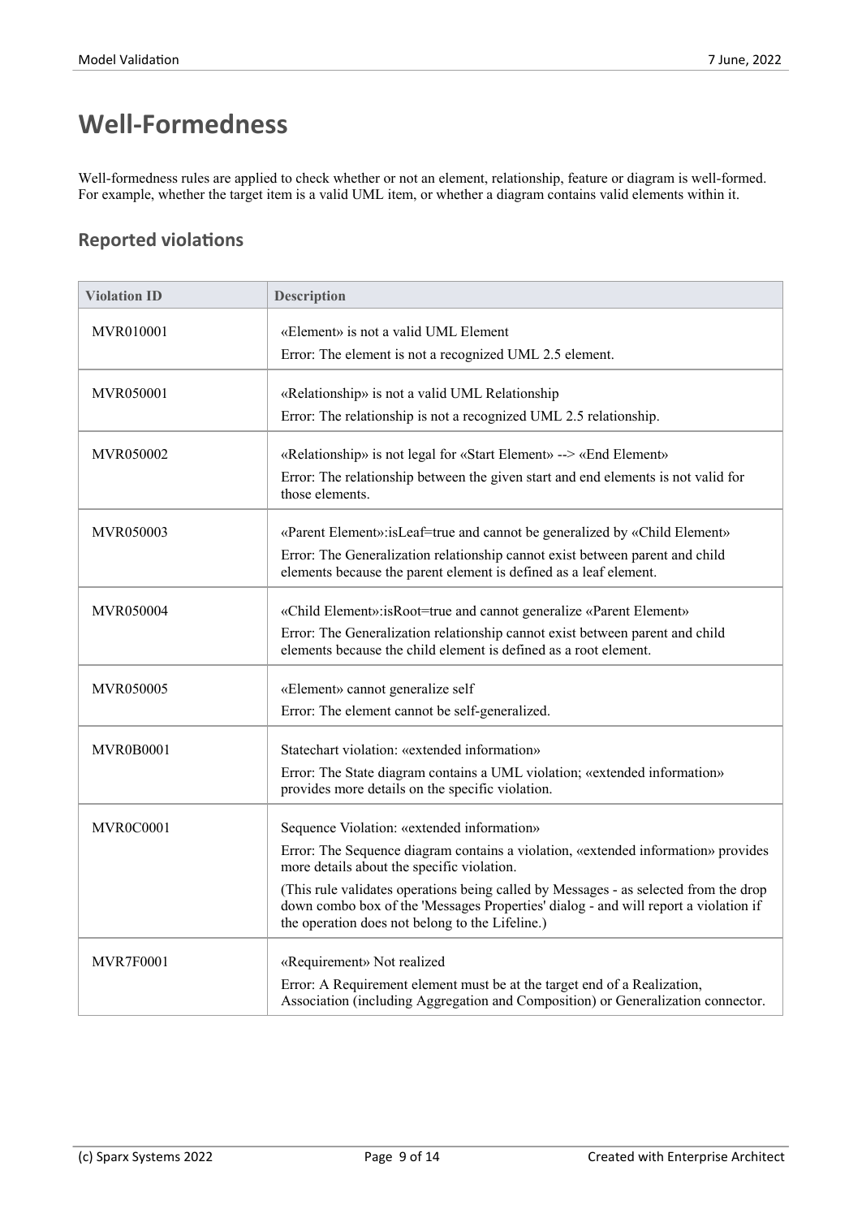# Well-Formedness

Well-formedness rules are applied to check whether or not an element, relationship, feature or diagram is well-formed. For example, whether the target item is a valid UML item, or whether a diagram contains valid elements within it.

## Reported violations

| Violation ID | Description |
| --- | --- |
| MVR010001 | «Element» is not a valid UML Element<br>Error: The element is not a recognized UML 2.5 element. |
| MVR050001 | «Relationship» is not a valid UML Relationship<br>Error: The relationship is not a recognized UML 2.5 relationship. |
| MVR050002 | «Relationship» is not legal for «Start Element» --> «End Element»<br>Error: The relationship between the given start and end elements is not valid for those elements. |
| MVR050003 | «Parent Element»:isLeaf=true and cannot be generalized by «Child Element»<br>Error: The Generalization relationship cannot exist between parent and child elements because the parent element is defined as a leaf element. |
| MVR050004 | «Child Element»:isRoot=true and cannot generalize «Parent Element»<br>Error: The Generalization relationship cannot exist between parent and child elements because the child element is defined as a root element. |
| MVR050005 | «Element» cannot generalize self<br>Error: The element cannot be self-generalized. |
| MVR0B0001 | Statechart violation: «extended information»<br>Error: The State diagram contains a UML violation; «extended information» provides more details on the specific violation. |
| MVR0C0001 | Sequence Violation: «extended information»<br>Error: The Sequence diagram contains a violation, «extended information» provides more details about the specific violation.<br>(This rule validates operations being called by Messages - as selected from the drop down combo box of the 'Messages Properties' dialog - and will report a violation if the operation does not belong to the Lifeline.) |
| MVR7F0001 | «Requirement» Not realized<br>Error: A Requirement element must be at the target end of a Realization, Association (including Aggregation and Composition) or Generalization connector. |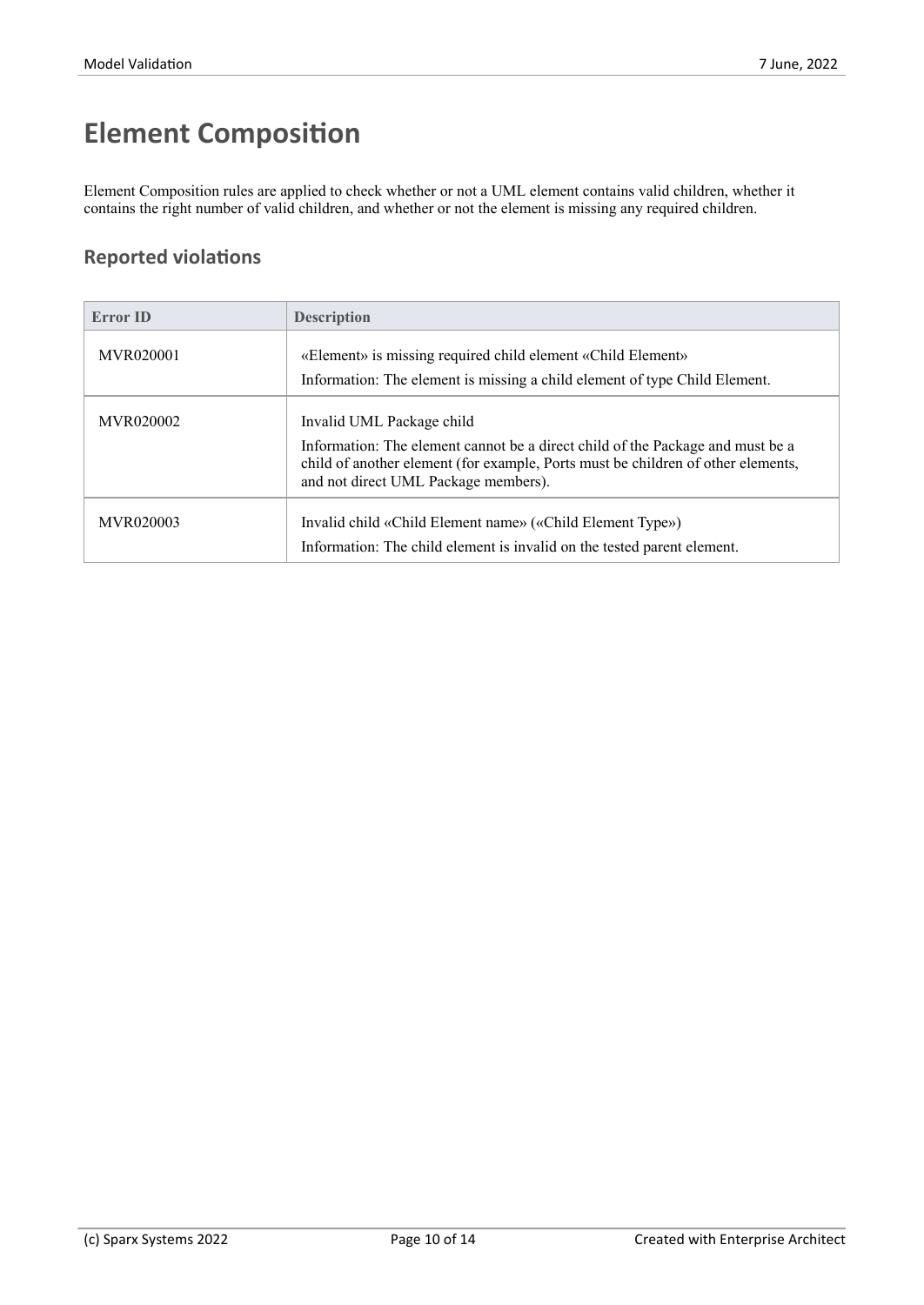# Element Composition

Element Composition rules are applied to check whether or not a UML element contains valid children, whether it contains the right number of valid children, and whether or not the element is missing any required children.

## Reported violations

| Error ID | Description |
| --- | --- |
| MVR020001 | «Element» is missing required child element «Child Element»<br>Information: The element is missing a child element of type Child Element. |
| MVR020002 | Invalid UML Package child<br>Information: The element cannot be a direct child of the Package and must be a child of another element (for example, Ports must be children of other elements, and not direct UML Package members). |
| MVR020003 | Invalid child «Child Element name» («Child Element Type»)<br>Information: The child element is invalid on the tested parent element. |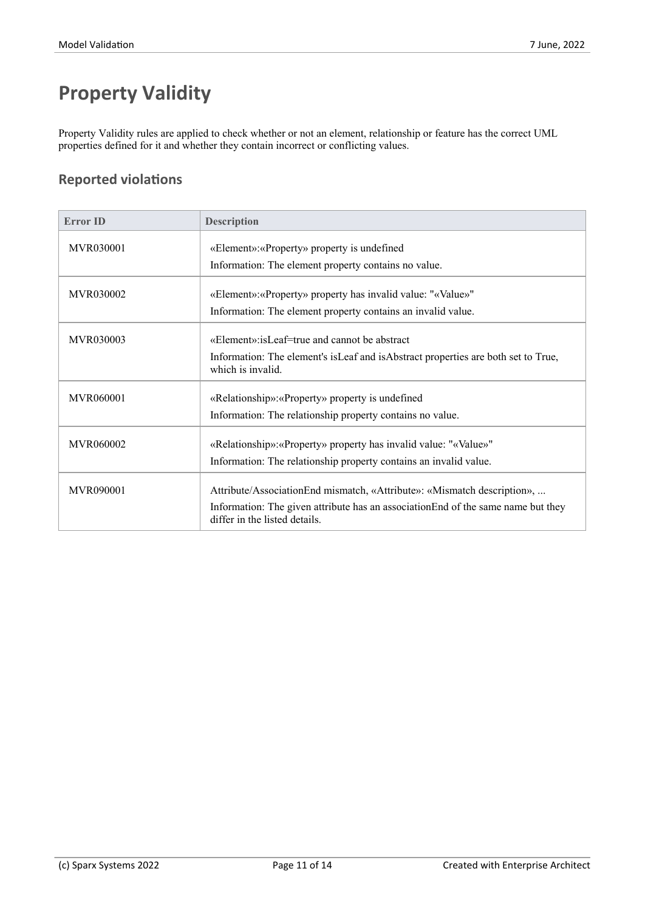# Property Validity

Property Validity rules are applied to check whether or not an element, relationship or feature has the correct UML properties defined for it and whether they contain incorrect or conflicting values.

## Reported violations

| Error ID | Description |
| --- | --- |
| MVR030001 | «Element»:«Property» property is undefined<br>Information: The element property contains no value. |
| MVR030002 | «Element»:«Property» property has invalid value: "«Value»"<br>Information: The element property contains an invalid value. |
| MVR030003 | «Element»:isLeaf=true and cannot be abstract<br>Information: The element's isLeaf and isAbstract properties are both set to True, which is invalid. |
| MVR060001 | «Relationship»:«Property» property is undefined<br>Information: The relationship property contains no value. |
| MVR060002 | «Relationship»:«Property» property has invalid value: "«Value»"<br>Information: The relationship property contains an invalid value. |
| MVR090001 | Attribute/AssociationEnd mismatch, «Attribute»: «Mismatch description», ...<br>Information: The given attribute has an associationEnd of the same name but they differ in the listed details. |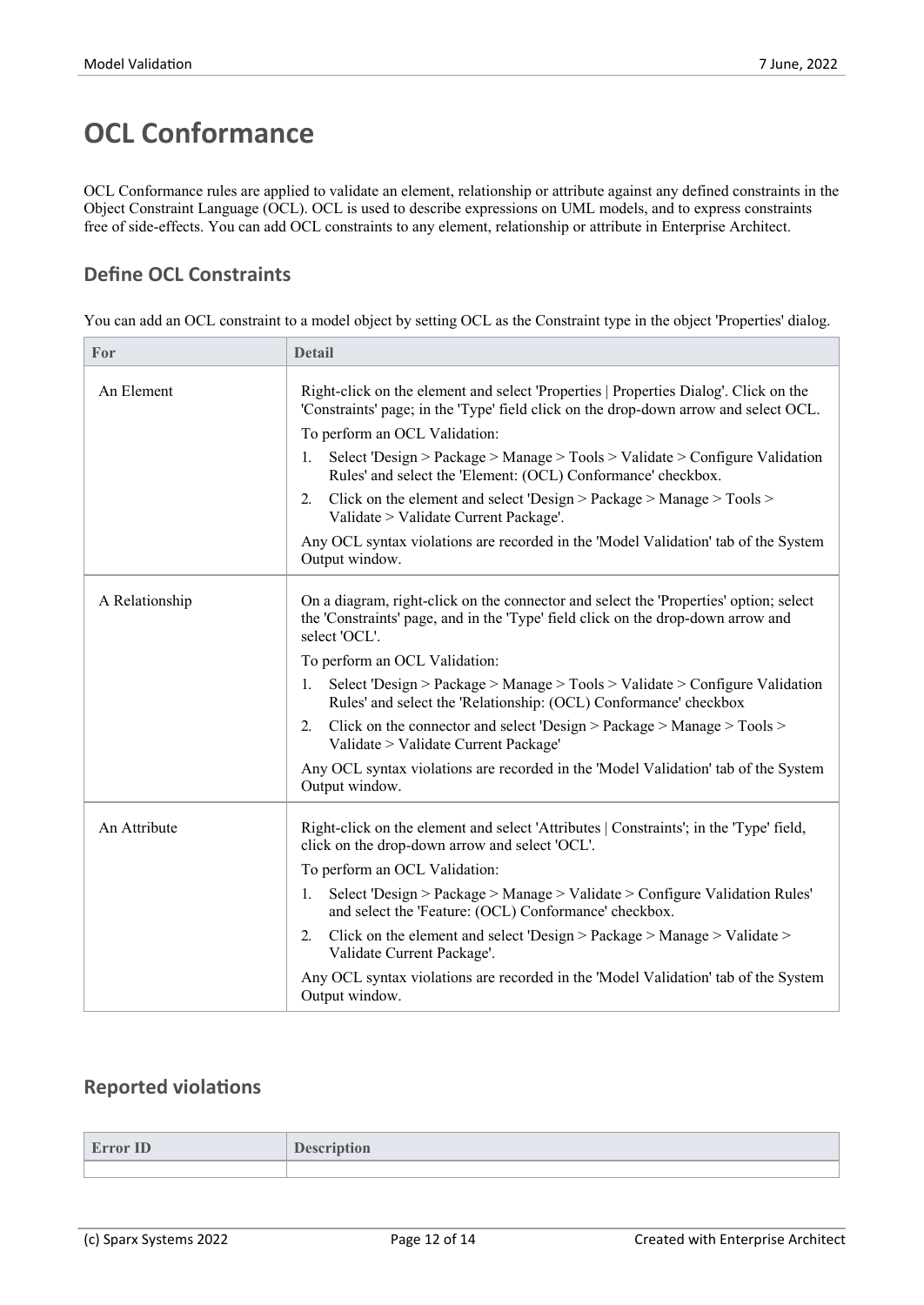# OCL Conformance

OCL Conformance rules are applied to validate an element, relationship or attribute against any defined constraints in the Object Constraint Language (OCL). OCL is used to describe expressions on UML models, and to express constraints free of side-effects. You can add OCL constraints to any element, relationship or attribute in Enterprise Architect.

## Define OCL Constraints

You can add an OCL constraint to a model object by setting OCL as the Constraint type in the object 'Properties' dialog.

| For | Detail |
|---|---|
| An Element | Right-click on the element and select 'Properties \| Properties Dialog'. Click on the 'Constraints' page; in the 'Type' field click on the drop-down arrow and select OCL.<br><br>To perform an OCL Validation:<br><br>1. Select 'Design > Package > Manage > Tools > Validate > Configure Validation Rules' and select the 'Element: (OCL) Conformance' checkbox.<br>2. Click on the element and select 'Design > Package > Manage > Tools > Validate > Validate Current Package'.<br><br>Any OCL syntax violations are recorded in the 'Model Validation' tab of the System Output window. |
| A Relationship | On a diagram, right-click on the connector and select the 'Properties' option; select the 'Constraints' page, and in the 'Type' field click on the drop-down arrow and select 'OCL'.<br><br>To perform an OCL Validation:<br><br>1. Select 'Design > Package > Manage > Tools > Validate > Configure Validation Rules' and select the 'Relationship: (OCL) Conformance' checkbox<br>2. Click on the connector and select 'Design > Package > Manage > Tools > Validate > Validate Current Package'<br><br>Any OCL syntax violations are recorded in the 'Model Validation' tab of the System Output window. |
| An Attribute | Right-click on the element and select 'Attributes \| Constraints'; in the 'Type' field, click on the drop-down arrow and select 'OCL'.<br><br>To perform an OCL Validation:<br><br>1. Select 'Design > Package > Manage > Validate > Configure Validation Rules' and select the 'Feature: (OCL) Conformance' checkbox.<br>2. Click on the element and select 'Design > Package > Manage > Validate > Validate Current Package'.<br><br>Any OCL syntax violations are recorded in the 'Model Validation' tab of the System Output window. |

## Reported violations

| Error ID | Description |
|---|---|
| | |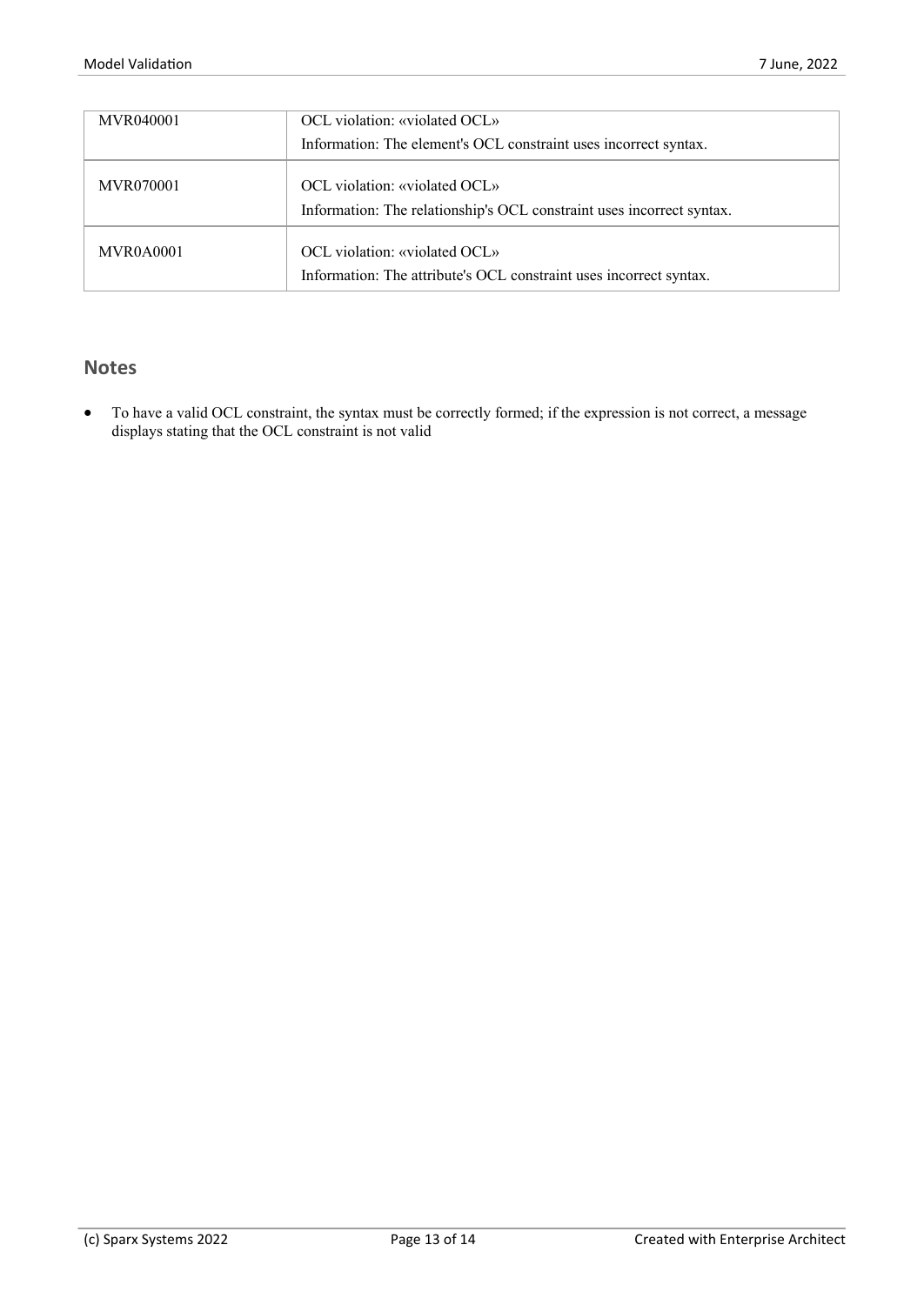| | |
|---|---|
| MVR040001 | OCL violation: «violated OCL»<br>Information: The element's OCL constraint uses incorrect syntax. |
| MVR070001 | OCL violation: «violated OCL»<br>Information: The relationship's OCL constraint uses incorrect syntax. |
| MVR0A0001 | OCL violation: «violated OCL»<br>Information: The attribute's OCL constraint uses incorrect syntax. |

## Notes

- To have a valid OCL constraint, the syntax must be correctly formed; if the expression is not correct, a message displays stating that the OCL constraint is not valid